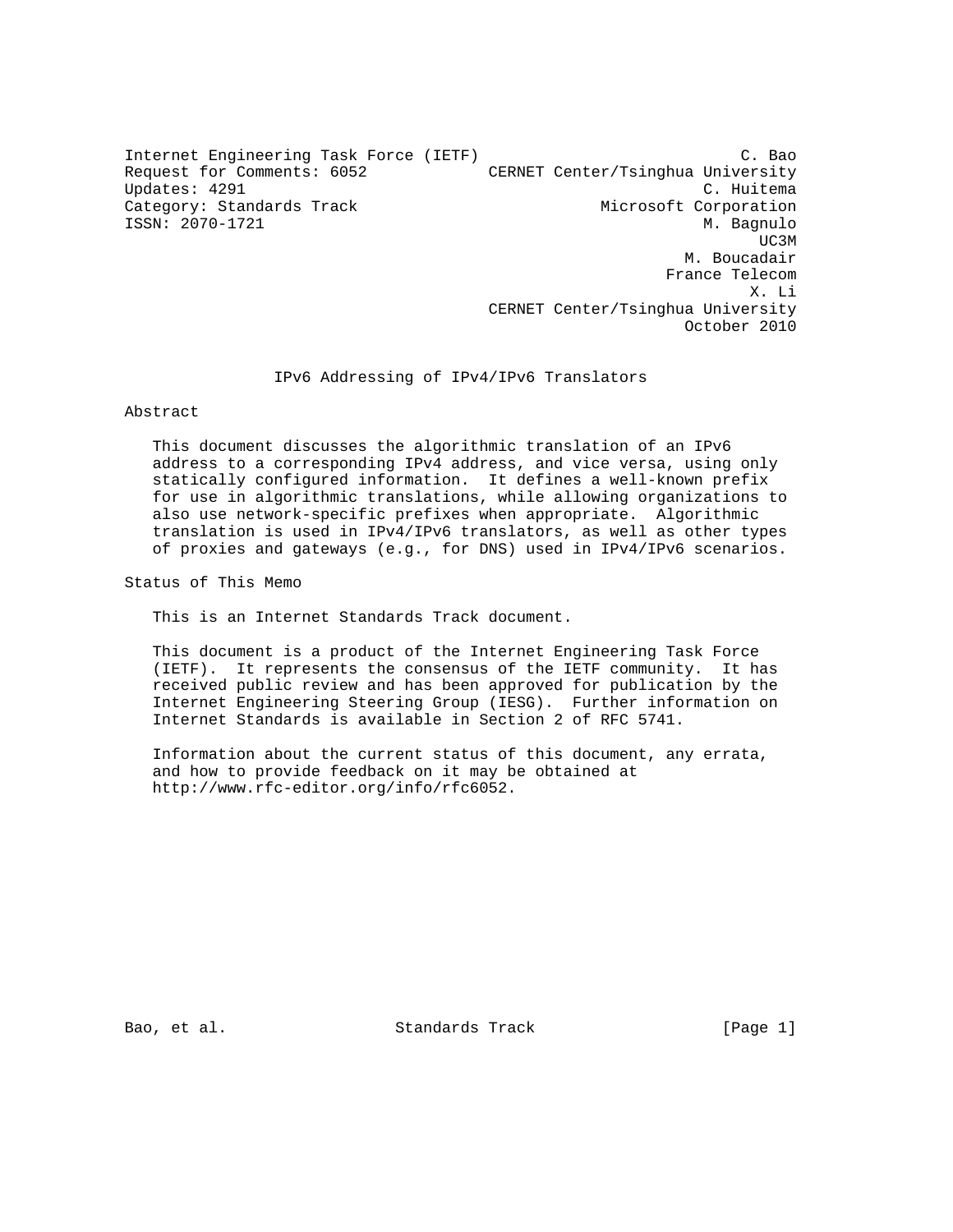Internet Engineering Task Force (IETF)  
Request for Comments: 6052  
Updates: 4291  
Category: Standards Track  
ISSN: 2070-1721

C. Bao, CERNET Center/Tsinghua University  
C. Huitema, Microsoft Corporation  
M. Bagnulo, UC3M  
M. Boucadair, France Telecom  
X. Li, CERNET Center/Tsinghua University  
October 2010

# IPv6 Addressing of IPv4/IPv6 Translators

## Abstract

This document discusses the algorithmic translation of an IPv6 address to a corresponding IPv4 address, and vice versa, using only statically configured information. It defines a well-known prefix for use in algorithmic translations, while allowing organizations to also use network-specific prefixes when appropriate. Algorithmic translation is used in IPv4/IPv6 translators, as well as other types of proxies and gateways (e.g., for DNS) used in IPv4/IPv6 scenarios.

## Status of This Memo

This is an Internet Standards Track document.

This document is a product of the Internet Engineering Task Force (IETF). It represents the consensus of the IETF community. It has received public review and has been approved for publication by the Internet Engineering Steering Group (IESG). Further information on Internet Standards is available in Section 2 of RFC 5741.

Information about the current status of this document, any errata, and how to provide feedback on it may be obtained at http://www.rfc-editor.org/info/rfc6052.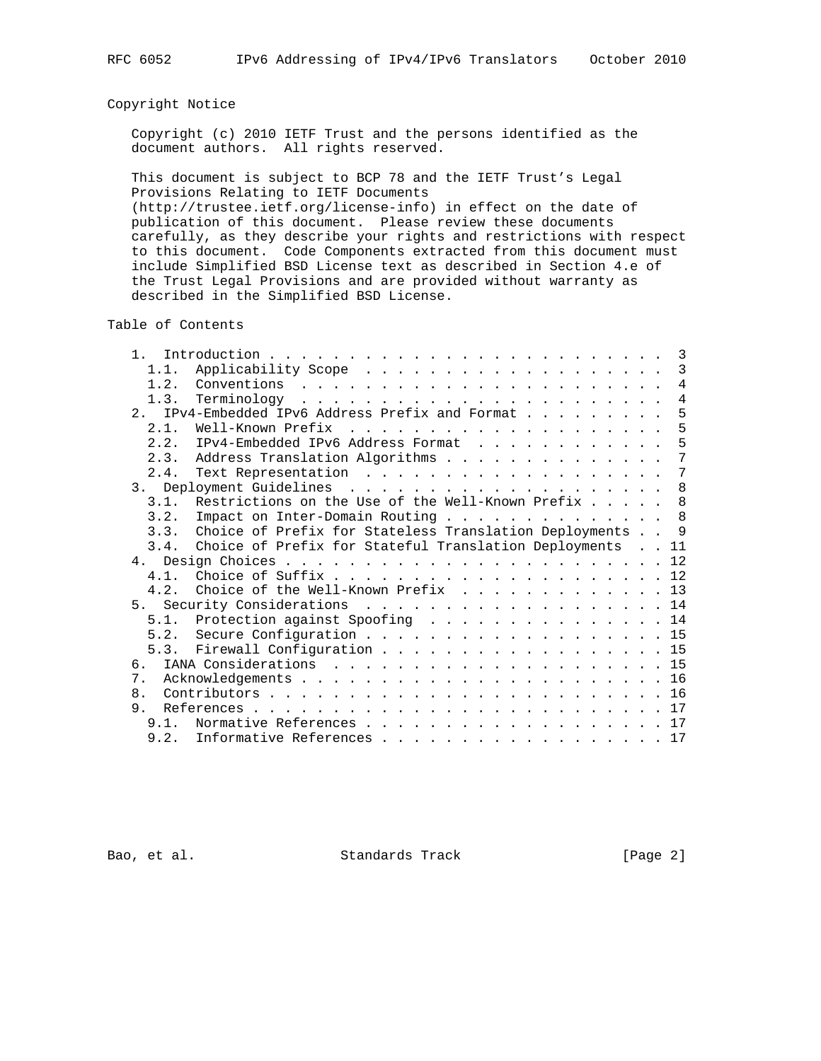## Copyright Notice

Copyright (c) 2010 IETF Trust and the persons identified as the document authors. All rights reserved.

This document is subject to BCP 78 and the IETF Trust's Legal Provisions Relating to IETF Documents (http://trustee.ietf.org/license-info) in effect on the date of publication of this document. Please review these documents carefully, as they describe your rights and restrictions with respect to this document. Code Components extracted from this document must include Simplified BSD License text as described in Section 4.e of the Trust Legal Provisions and are provided without warranty as described in the Simplified BSD License.

## Table of Contents

```
   1.  Introduction . . . . . . . . . . . . . . . . . . . . . . . . .  3
     1.1.  Applicability Scope  . . . . . . . . . . . . . . . . . . .  3
     1.2.  Conventions  . . . . . . . . . . . . . . . . . . . . . . .  4
     1.3.  Terminology  . . . . . . . . . . . . . . . . . . . . . . .  4
   2.  IPv4-Embedded IPv6 Address Prefix and Format . . . . . . . . .  5
     2.1.  Well-Known Prefix  . . . . . . . . . . . . . . . . . . . .  5
     2.2.  IPv4-Embedded IPv6 Address Format  . . . . . . . . . . . .  5
     2.3.  Address Translation Algorithms . . . . . . . . . . . . . .  7
     2.4.  Text Representation  . . . . . . . . . . . . . . . . . . .  7
   3.  Deployment Guidelines  . . . . . . . . . . . . . . . . . . . .  8
     3.1.  Restrictions on the Use of the Well-Known Prefix . . . . .  8
     3.2.  Impact on Inter-Domain Routing . . . . . . . . . . . . . .  8
     3.3.  Choice of Prefix for Stateless Translation Deployments . .  9
     3.4.  Choice of Prefix for Stateful Translation Deployments  . . 11
   4.  Design Choices . . . . . . . . . . . . . . . . . . . . . . . . 12
     4.1.  Choice of Suffix . . . . . . . . . . . . . . . . . . . . . 12
     4.2.  Choice of the Well-Known Prefix  . . . . . . . . . . . . . 13
   5.  Security Considerations  . . . . . . . . . . . . . . . . . . . 14
     5.1.  Protection against Spoofing  . . . . . . . . . . . . . . . 14
     5.2.  Secure Configuration . . . . . . . . . . . . . . . . . . . 15
     5.3.  Firewall Configuration . . . . . . . . . . . . . . . . . . 15
   6.  IANA Considerations  . . . . . . . . . . . . . . . . . . . . . 15
   7.  Acknowledgements . . . . . . . . . . . . . . . . . . . . . . . 16
   8.  Contributors . . . . . . . . . . . . . . . . . . . . . . . . . 16
   9.  References . . . . . . . . . . . . . . . . . . . . . . . . . . 17
     9.1.  Normative References . . . . . . . . . . . . . . . . . . . 17
     9.2.  Informative References . . . . . . . . . . . . . . . . . . 17
```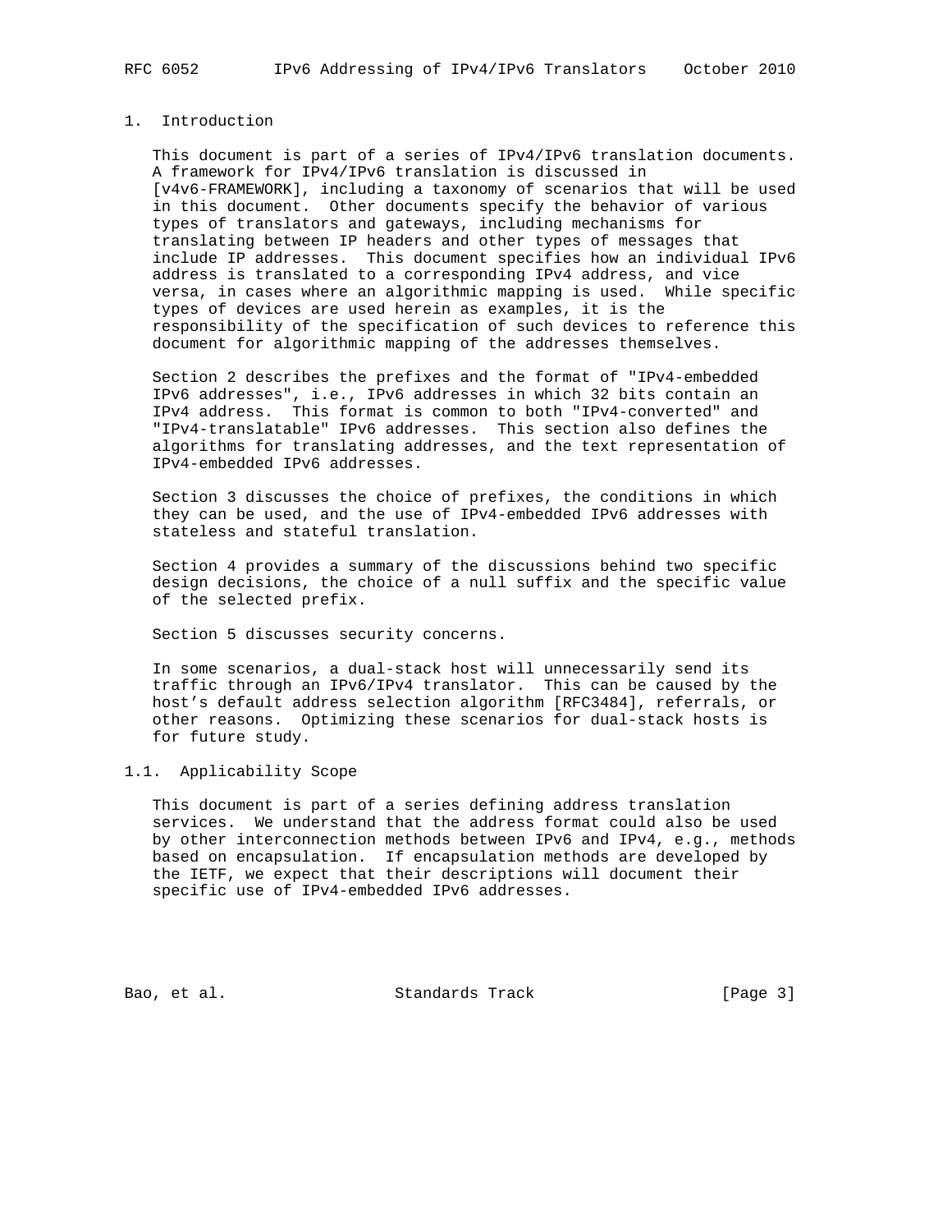# 1. Introduction

This document is part of a series of IPv4/IPv6 translation documents. A framework for IPv4/IPv6 translation is discussed in [v4v6-FRAMEWORK], including a taxonomy of scenarios that will be used in this document. Other documents specify the behavior of various types of translators and gateways, including mechanisms for translating between IP headers and other types of messages that include IP addresses. This document specifies how an individual IPv6 address is translated to a corresponding IPv4 address, and vice versa, in cases where an algorithmic mapping is used. While specific types of devices are used herein as examples, it is the responsibility of the specification of such devices to reference this document for algorithmic mapping of the addresses themselves.

Section 2 describes the prefixes and the format of "IPv4-embedded IPv6 addresses", i.e., IPv6 addresses in which 32 bits contain an IPv4 address. This format is common to both "IPv4-converted" and "IPv4-translatable" IPv6 addresses. This section also defines the algorithms for translating addresses, and the text representation of IPv4-embedded IPv6 addresses.

Section 3 discusses the choice of prefixes, the conditions in which they can be used, and the use of IPv4-embedded IPv6 addresses with stateless and stateful translation.

Section 4 provides a summary of the discussions behind two specific design decisions, the choice of a null suffix and the specific value of the selected prefix.

Section 5 discusses security concerns.

In some scenarios, a dual-stack host will unnecessarily send its traffic through an IPv6/IPv4 translator. This can be caused by the host's default address selection algorithm [RFC3484], referrals, or other reasons. Optimizing these scenarios for dual-stack hosts is for future study.

## 1.1. Applicability Scope

This document is part of a series defining address translation services. We understand that the address format could also be used by other interconnection methods between IPv6 and IPv4, e.g., methods based on encapsulation. If encapsulation methods are developed by the IETF, we expect that their descriptions will document their specific use of IPv4-embedded IPv6 addresses.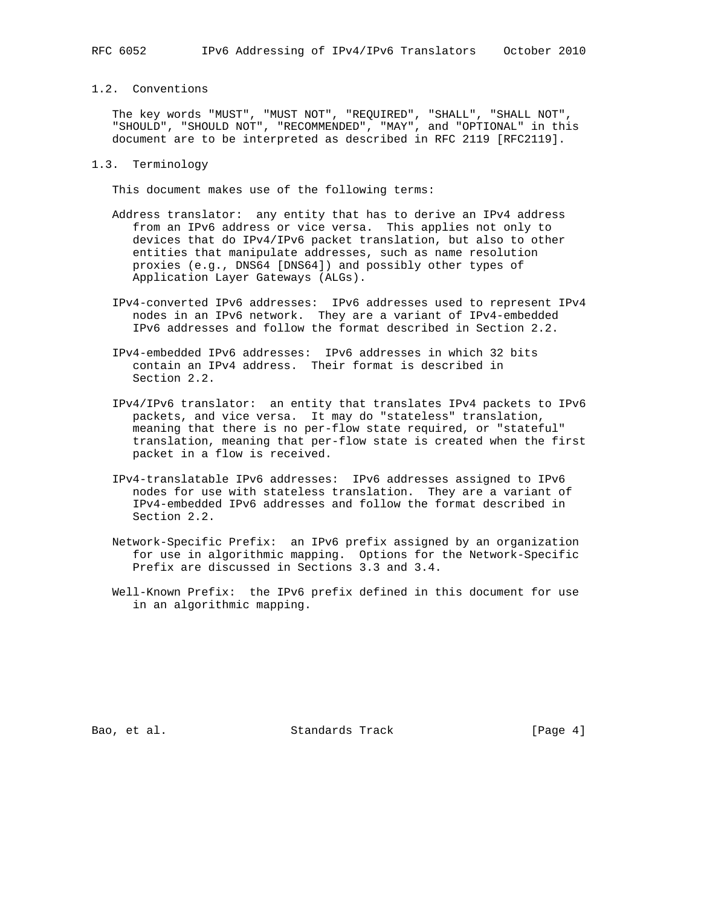## 1.2. Conventions

The key words "MUST", "MUST NOT", "REQUIRED", "SHALL", "SHALL NOT", "SHOULD", "SHOULD NOT", "RECOMMENDED", "MAY", and "OPTIONAL" in this document are to be interpreted as described in RFC 2119 [RFC2119].

## 1.3. Terminology

This document makes use of the following terms:

Address translator: any entity that has to derive an IPv4 address from an IPv6 address or vice versa. This applies not only to devices that do IPv4/IPv6 packet translation, but also to other entities that manipulate addresses, such as name resolution proxies (e.g., DNS64 [DNS64]) and possibly other types of Application Layer Gateways (ALGs).

IPv4-converted IPv6 addresses: IPv6 addresses used to represent IPv4 nodes in an IPv6 network. They are a variant of IPv4-embedded IPv6 addresses and follow the format described in Section 2.2.

IPv4-embedded IPv6 addresses: IPv6 addresses in which 32 bits contain an IPv4 address. Their format is described in Section 2.2.

IPv4/IPv6 translator: an entity that translates IPv4 packets to IPv6 packets, and vice versa. It may do "stateless" translation, meaning that there is no per-flow state required, or "stateful" translation, meaning that per-flow state is created when the first packet in a flow is received.

IPv4-translatable IPv6 addresses: IPv6 addresses assigned to IPv6 nodes for use with stateless translation. They are a variant of IPv4-embedded IPv6 addresses and follow the format described in Section 2.2.

Network-Specific Prefix: an IPv6 prefix assigned by an organization for use in algorithmic mapping. Options for the Network-Specific Prefix are discussed in Sections 3.3 and 3.4.

Well-Known Prefix: the IPv6 prefix defined in this document for use in an algorithmic mapping.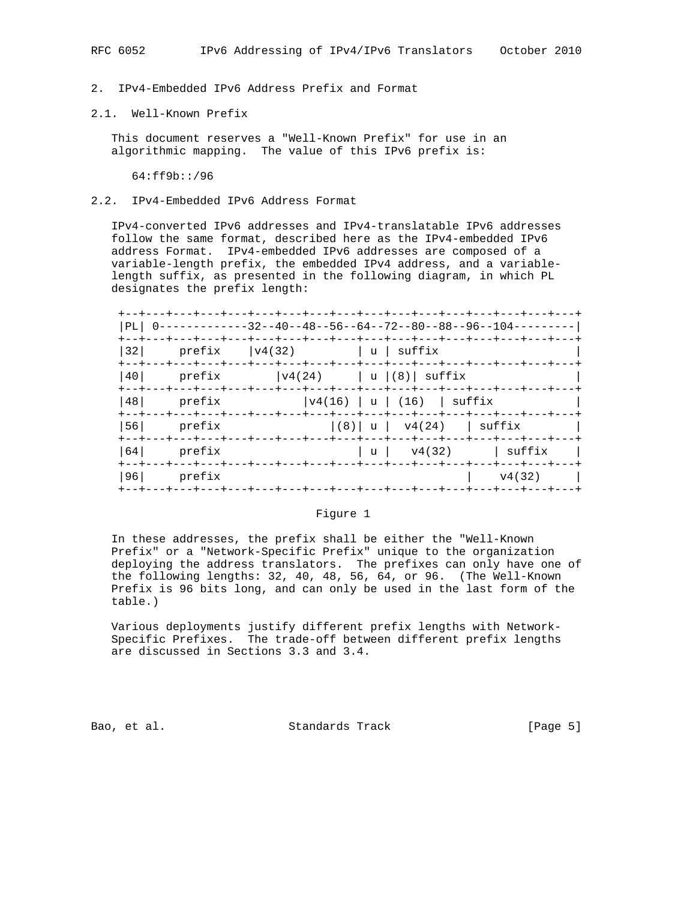## 2. IPv4-Embedded IPv6 Address Prefix and Format

### 2.1. Well-Known Prefix

This document reserves a "Well-Known Prefix" for use in an algorithmic mapping. The value of this IPv6 prefix is:

64:ff9b::/96

### 2.2. IPv4-Embedded IPv6 Address Format

IPv4-converted IPv6 addresses and IPv4-translatable IPv6 addresses follow the same format, described here as the IPv4-embedded IPv6 address Format. IPv4-embedded IPv6 addresses are composed of a variable-length prefix, the embedded IPv4 address, and a variable-length suffix, as presented in the following diagram, in which PL designates the prefix length:

```
+--+---+---+---+---+---+---+---+---+---+---+---+---+---+---+---+
|PL| 0-------------32--40--48--56--64--72--80--88--96--104---------|
+--+---+---+---+---+---+---+---+---+---+---+---+---+---+---+---+
|32|     prefix    |v4(32)         | u | suffix                    |
+--+---+---+---+---+---+---+---+---+---+---+---+---+---+---+---+
|40|     prefix        |v4(24)     | u |(8)| suffix                |
+--+---+---+---+---+---+---+---+---+---+---+---+---+---+---+---+
|48|     prefix            |v4(16) | u | (16)  | suffix            |
+--+---+---+---+---+---+---+---+---+---+---+---+---+---+---+---+
|56|     prefix                |(8)| u |  v4(24)   | suffix        |
+--+---+---+---+---+---+---+---+---+---+---+---+---+---+---+---+
|64|     prefix                    | u |   v4(32)      | suffix    |
+--+---+---+---+---+---+---+---+---+---+---+---+---+---+---+---+
|96|     prefix                                    |    v4(32)     |
+--+---+---+---+---+---+---+---+---+---+---+---+---+---+---+---+
```

Figure 1

In these addresses, the prefix shall be either the "Well-Known Prefix" or a "Network-Specific Prefix" unique to the organization deploying the address translators. The prefixes can only have one of the following lengths: 32, 40, 48, 56, 64, or 96. (The Well-Known Prefix is 96 bits long, and can only be used in the last form of the table.)

Various deployments justify different prefix lengths with Network-Specific Prefixes. The trade-off between different prefix lengths are discussed in Sections 3.3 and 3.4.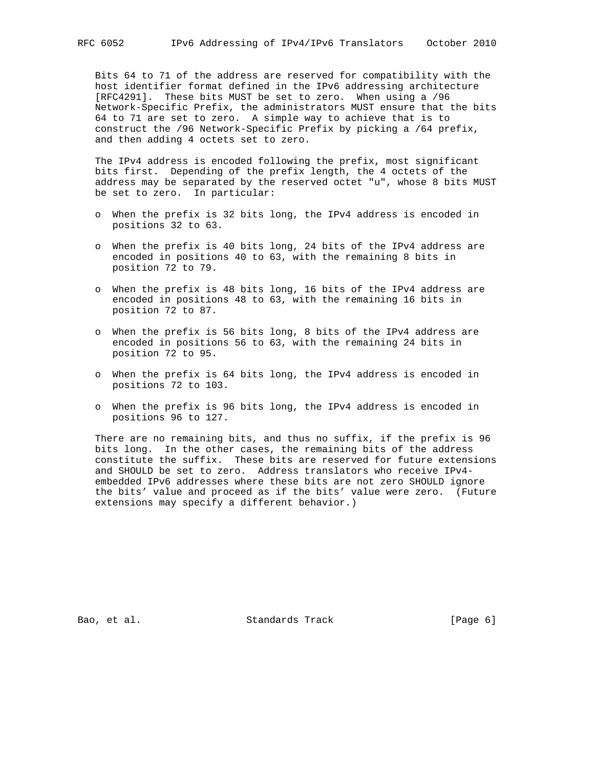Bits 64 to 71 of the address are reserved for compatibility with the host identifier format defined in the IPv6 addressing architecture [RFC4291]. These bits MUST be set to zero. When using a /96 Network-Specific Prefix, the administrators MUST ensure that the bits 64 to 71 are set to zero. A simple way to achieve that is to construct the /96 Network-Specific Prefix by picking a /64 prefix, and then adding 4 octets set to zero.

The IPv4 address is encoded following the prefix, most significant bits first. Depending of the prefix length, the 4 octets of the address may be separated by the reserved octet "u", whose 8 bits MUST be set to zero. In particular:

- When the prefix is 32 bits long, the IPv4 address is encoded in positions 32 to 63.
- When the prefix is 40 bits long, 24 bits of the IPv4 address are encoded in positions 40 to 63, with the remaining 8 bits in position 72 to 79.
- When the prefix is 48 bits long, 16 bits of the IPv4 address are encoded in positions 48 to 63, with the remaining 16 bits in position 72 to 87.
- When the prefix is 56 bits long, 8 bits of the IPv4 address are encoded in positions 56 to 63, with the remaining 24 bits in position 72 to 95.
- When the prefix is 64 bits long, the IPv4 address is encoded in positions 72 to 103.
- When the prefix is 96 bits long, the IPv4 address is encoded in positions 96 to 127.

There are no remaining bits, and thus no suffix, if the prefix is 96 bits long. In the other cases, the remaining bits of the address constitute the suffix. These bits are reserved for future extensions and SHOULD be set to zero. Address translators who receive IPv4-embedded IPv6 addresses where these bits are not zero SHOULD ignore the bits' value and proceed as if the bits' value were zero. (Future extensions may specify a different behavior.)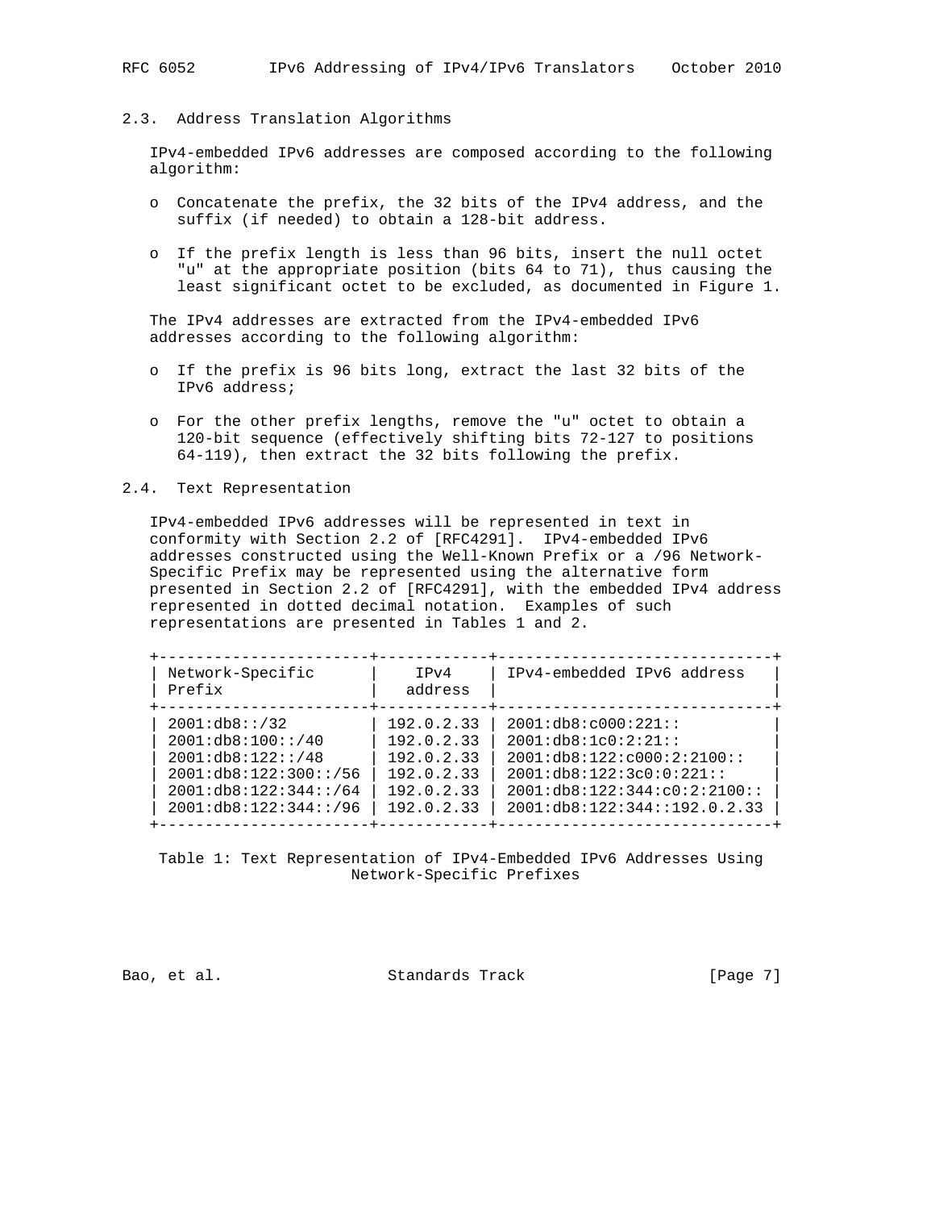### 2.3. Address Translation Algorithms

IPv4-embedded IPv6 addresses are composed according to the following algorithm:

- Concatenate the prefix, the 32 bits of the IPv4 address, and the suffix (if needed) to obtain a 128-bit address.
- If the prefix length is less than 96 bits, insert the null octet "u" at the appropriate position (bits 64 to 71), thus causing the least significant octet to be excluded, as documented in Figure 1.

The IPv4 addresses are extracted from the IPv4-embedded IPv6 addresses according to the following algorithm:

- If the prefix is 96 bits long, extract the last 32 bits of the IPv6 address;
- For the other prefix lengths, remove the "u" octet to obtain a 120-bit sequence (effectively shifting bits 72-127 to positions 64-119), then extract the 32 bits following the prefix.

### 2.4. Text Representation

IPv4-embedded IPv6 addresses will be represented in text in conformity with Section 2.2 of [RFC4291]. IPv4-embedded IPv6 addresses constructed using the Well-Known Prefix or a /96 Network-Specific Prefix may be represented using the alternative form presented in Section 2.2 of [RFC4291], with the embedded IPv4 address represented in dotted decimal notation. Examples of such representations are presented in Tables 1 and 2.

| Network-Specific Prefix | IPv4 address | IPv4-embedded IPv6 address |
|---|---|---|
| 2001:db8::/32 | 192.0.2.33 | 2001:db8:c000:221:: |
| 2001:db8:100::/40 | 192.0.2.33 | 2001:db8:1c0:2:21:: |
| 2001:db8:122::/48 | 192.0.2.33 | 2001:db8:122:c000:2:2100:: |
| 2001:db8:122:300::/56 | 192.0.2.33 | 2001:db8:122:3c0:0:221:: |
| 2001:db8:122:344::/64 | 192.0.2.33 | 2001:db8:122:344:c0:2:2100:: |
| 2001:db8:122:344::/96 | 192.0.2.33 | 2001:db8:122:344::192.0.2.33 |

Table 1: Text Representation of IPv4-Embedded IPv6 Addresses Using Network-Specific Prefixes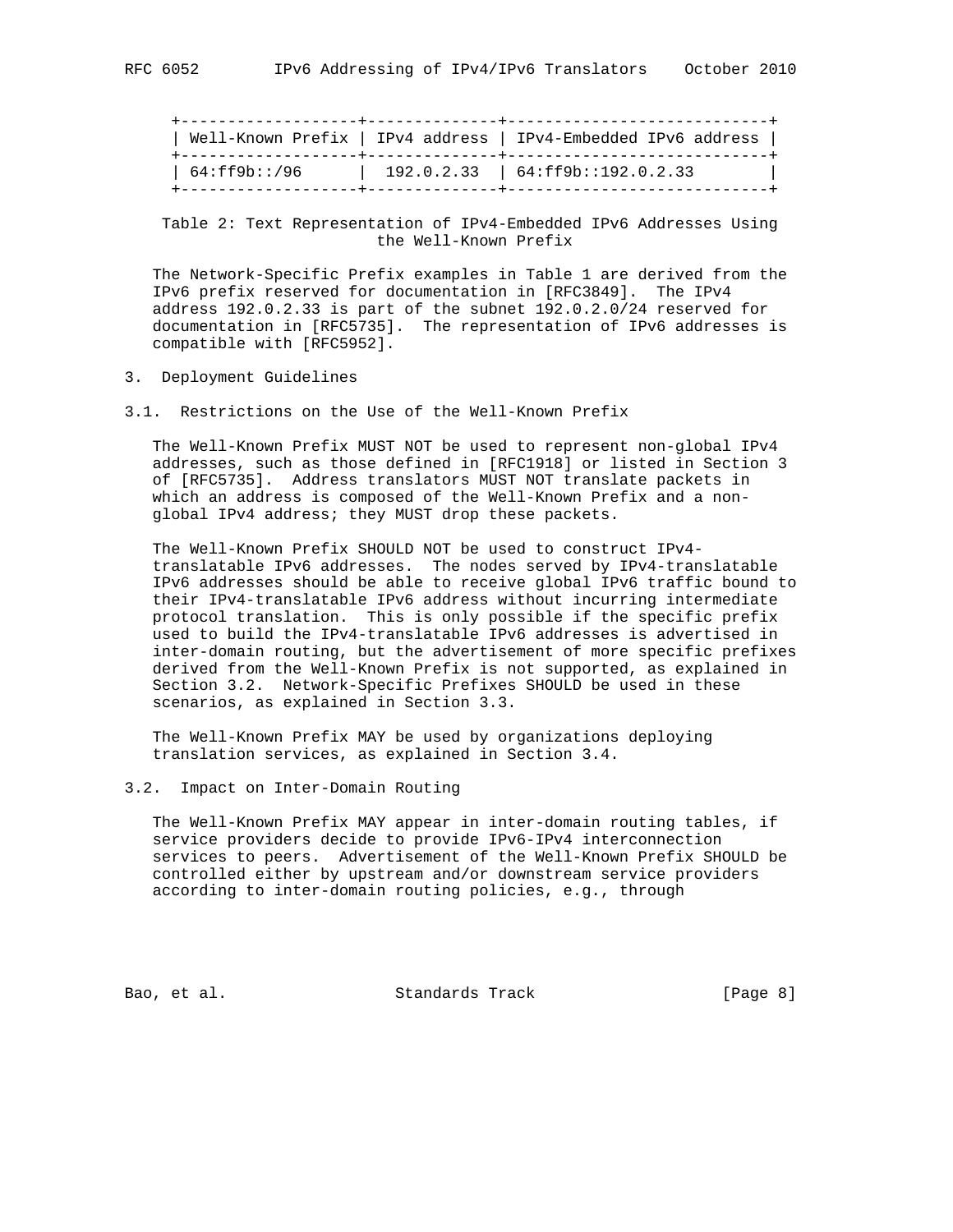| Well-Known Prefix | IPv4 address | IPv4-Embedded IPv6 address |
|---|---|---|
| 64:ff9b::/96 | 192.0.2.33 | 64:ff9b::192.0.2.33 |

Table 2: Text Representation of IPv4-Embedded IPv6 Addresses Using the Well-Known Prefix

The Network-Specific Prefix examples in Table 1 are derived from the IPv6 prefix reserved for documentation in [RFC3849]. The IPv4 address 192.0.2.33 is part of the subnet 192.0.2.0/24 reserved for documentation in [RFC5735]. The representation of IPv6 addresses is compatible with [RFC5952].

## 3. Deployment Guidelines

### 3.1. Restrictions on the Use of the Well-Known Prefix

The Well-Known Prefix MUST NOT be used to represent non-global IPv4 addresses, such as those defined in [RFC1918] or listed in Section 3 of [RFC5735]. Address translators MUST NOT translate packets in which an address is composed of the Well-Known Prefix and a non-global IPv4 address; they MUST drop these packets.

The Well-Known Prefix SHOULD NOT be used to construct IPv4-translatable IPv6 addresses. The nodes served by IPv4-translatable IPv6 addresses should be able to receive global IPv6 traffic bound to their IPv4-translatable IPv6 address without incurring intermediate protocol translation. This is only possible if the specific prefix used to build the IPv4-translatable IPv6 addresses is advertised in inter-domain routing, but the advertisement of more specific prefixes derived from the Well-Known Prefix is not supported, as explained in Section 3.2. Network-Specific Prefixes SHOULD be used in these scenarios, as explained in Section 3.3.

The Well-Known Prefix MAY be used by organizations deploying translation services, as explained in Section 3.4.

### 3.2. Impact on Inter-Domain Routing

The Well-Known Prefix MAY appear in inter-domain routing tables, if service providers decide to provide IPv6-IPv4 interconnection services to peers. Advertisement of the Well-Known Prefix SHOULD be controlled either by upstream and/or downstream service providers according to inter-domain routing policies, e.g., through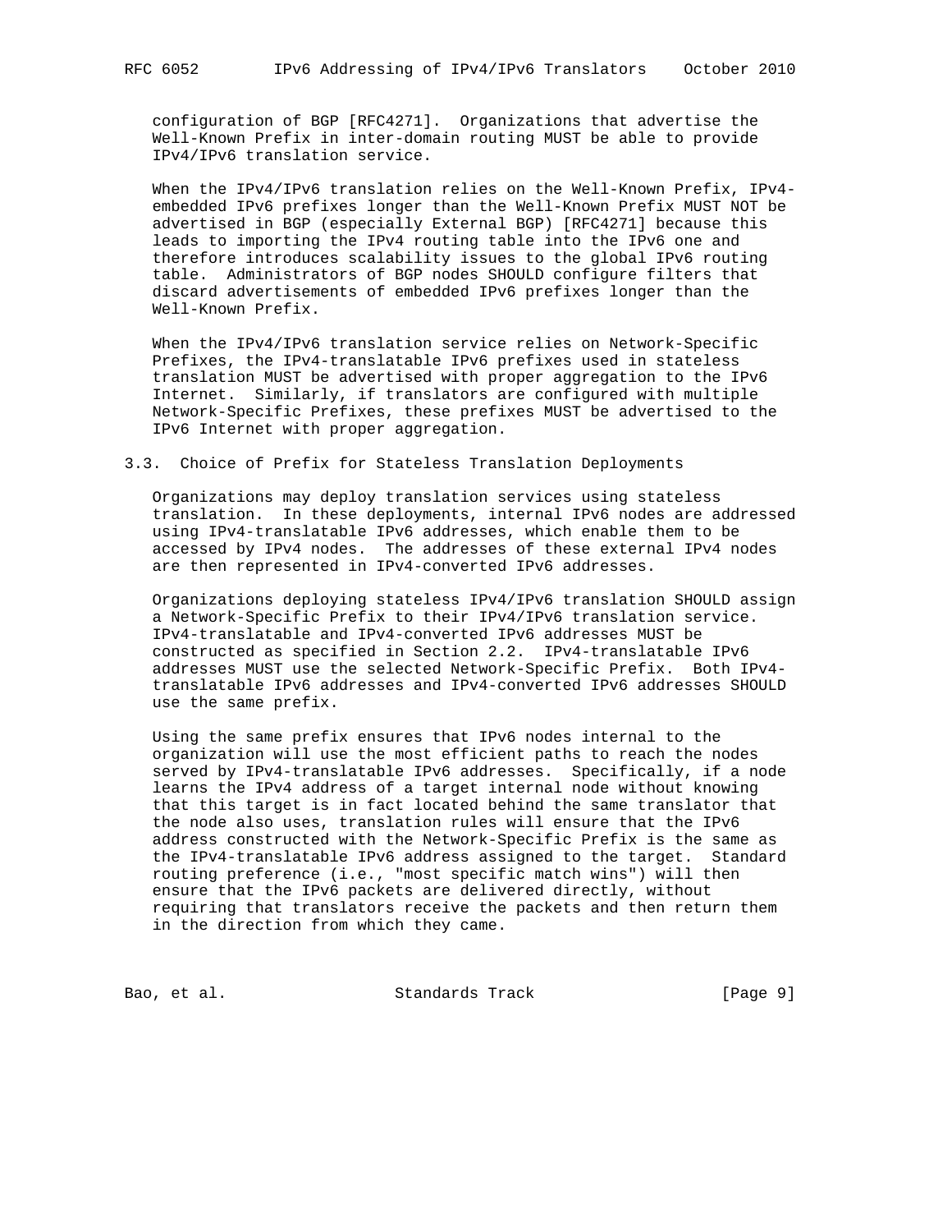configuration of BGP [RFC4271]. Organizations that advertise the Well-Known Prefix in inter-domain routing MUST be able to provide IPv4/IPv6 translation service.

When the IPv4/IPv6 translation relies on the Well-Known Prefix, IPv4-embedded IPv6 prefixes longer than the Well-Known Prefix MUST NOT be advertised in BGP (especially External BGP) [RFC4271] because this leads to importing the IPv4 routing table into the IPv6 one and therefore introduces scalability issues to the global IPv6 routing table. Administrators of BGP nodes SHOULD configure filters that discard advertisements of embedded IPv6 prefixes longer than the Well-Known Prefix.

When the IPv4/IPv6 translation service relies on Network-Specific Prefixes, the IPv4-translatable IPv6 prefixes used in stateless translation MUST be advertised with proper aggregation to the IPv6 Internet. Similarly, if translators are configured with multiple Network-Specific Prefixes, these prefixes MUST be advertised to the IPv6 Internet with proper aggregation.

### 3.3. Choice of Prefix for Stateless Translation Deployments

Organizations may deploy translation services using stateless translation. In these deployments, internal IPv6 nodes are addressed using IPv4-translatable IPv6 addresses, which enable them to be accessed by IPv4 nodes. The addresses of these external IPv4 nodes are then represented in IPv4-converted IPv6 addresses.

Organizations deploying stateless IPv4/IPv6 translation SHOULD assign a Network-Specific Prefix to their IPv4/IPv6 translation service. IPv4-translatable and IPv4-converted IPv6 addresses MUST be constructed as specified in Section 2.2. IPv4-translatable IPv6 addresses MUST use the selected Network-Specific Prefix. Both IPv4-translatable IPv6 addresses and IPv4-converted IPv6 addresses SHOULD use the same prefix.

Using the same prefix ensures that IPv6 nodes internal to the organization will use the most efficient paths to reach the nodes served by IPv4-translatable IPv6 addresses. Specifically, if a node learns the IPv4 address of a target internal node without knowing that this target is in fact located behind the same translator that the node also uses, translation rules will ensure that the IPv6 address constructed with the Network-Specific Prefix is the same as the IPv4-translatable IPv6 address assigned to the target. Standard routing preference (i.e., "most specific match wins") will then ensure that the IPv6 packets are delivered directly, without requiring that translators receive the packets and then return them in the direction from which they came.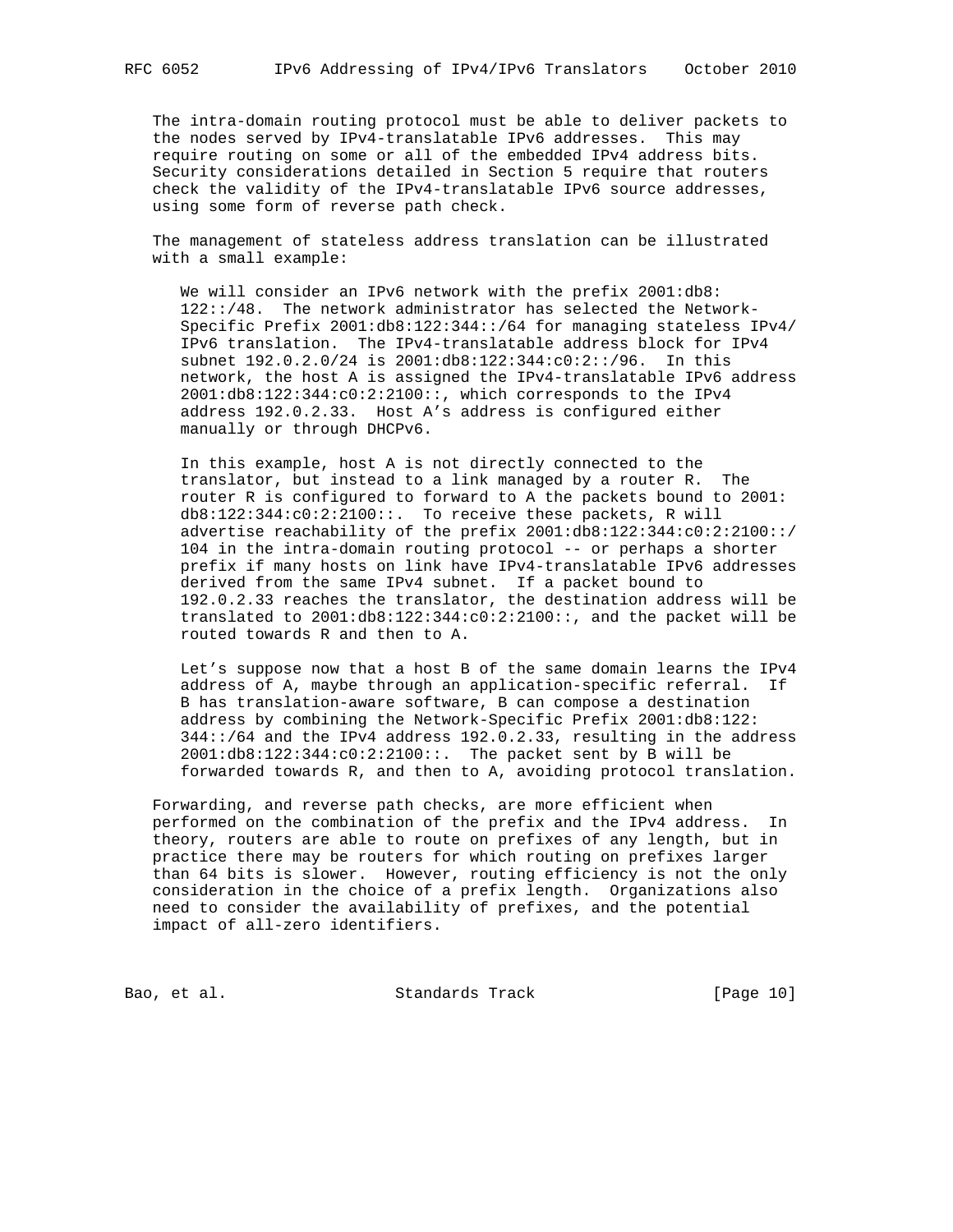The intra-domain routing protocol must be able to deliver packets to the nodes served by IPv4-translatable IPv6 addresses. This may require routing on some or all of the embedded IPv4 address bits. Security considerations detailed in Section 5 require that routers check the validity of the IPv4-translatable IPv6 source addresses, using some form of reverse path check.

The management of stateless address translation can be illustrated with a small example:

> We will consider an IPv6 network with the prefix 2001:db8:122::/48. The network administrator has selected the Network-Specific Prefix 2001:db8:122:344::/64 for managing stateless IPv4/IPv6 translation. The IPv4-translatable address block for IPv4 subnet 192.0.2.0/24 is 2001:db8:122:344:c0:2::/96. In this network, the host A is assigned the IPv4-translatable IPv6 address 2001:db8:122:344:c0:2:2100::, which corresponds to the IPv4 address 192.0.2.33. Host A's address is configured either manually or through DHCPv6.
>
> In this example, host A is not directly connected to the translator, but instead to a link managed by a router R. The router R is configured to forward to A the packets bound to 2001:db8:122:344:c0:2:2100::. To receive these packets, R will advertise reachability of the prefix 2001:db8:122:344:c0:2:2100::/104 in the intra-domain routing protocol -- or perhaps a shorter prefix if many hosts on link have IPv4-translatable IPv6 addresses derived from the same IPv4 subnet. If a packet bound to 192.0.2.33 reaches the translator, the destination address will be translated to 2001:db8:122:344:c0:2:2100::, and the packet will be routed towards R and then to A.
>
> Let's suppose now that a host B of the same domain learns the IPv4 address of A, maybe through an application-specific referral. If B has translation-aware software, B can compose a destination address by combining the Network-Specific Prefix 2001:db8:122:344::/64 and the IPv4 address 192.0.2.33, resulting in the address 2001:db8:122:344:c0:2:2100::. The packet sent by B will be forwarded towards R, and then to A, avoiding protocol translation.

Forwarding, and reverse path checks, are more efficient when performed on the combination of the prefix and the IPv4 address. In theory, routers are able to route on prefixes of any length, but in practice there may be routers for which routing on prefixes larger than 64 bits is slower. However, routing efficiency is not the only consideration in the choice of a prefix length. Organizations also need to consider the availability of prefixes, and the potential impact of all-zero identifiers.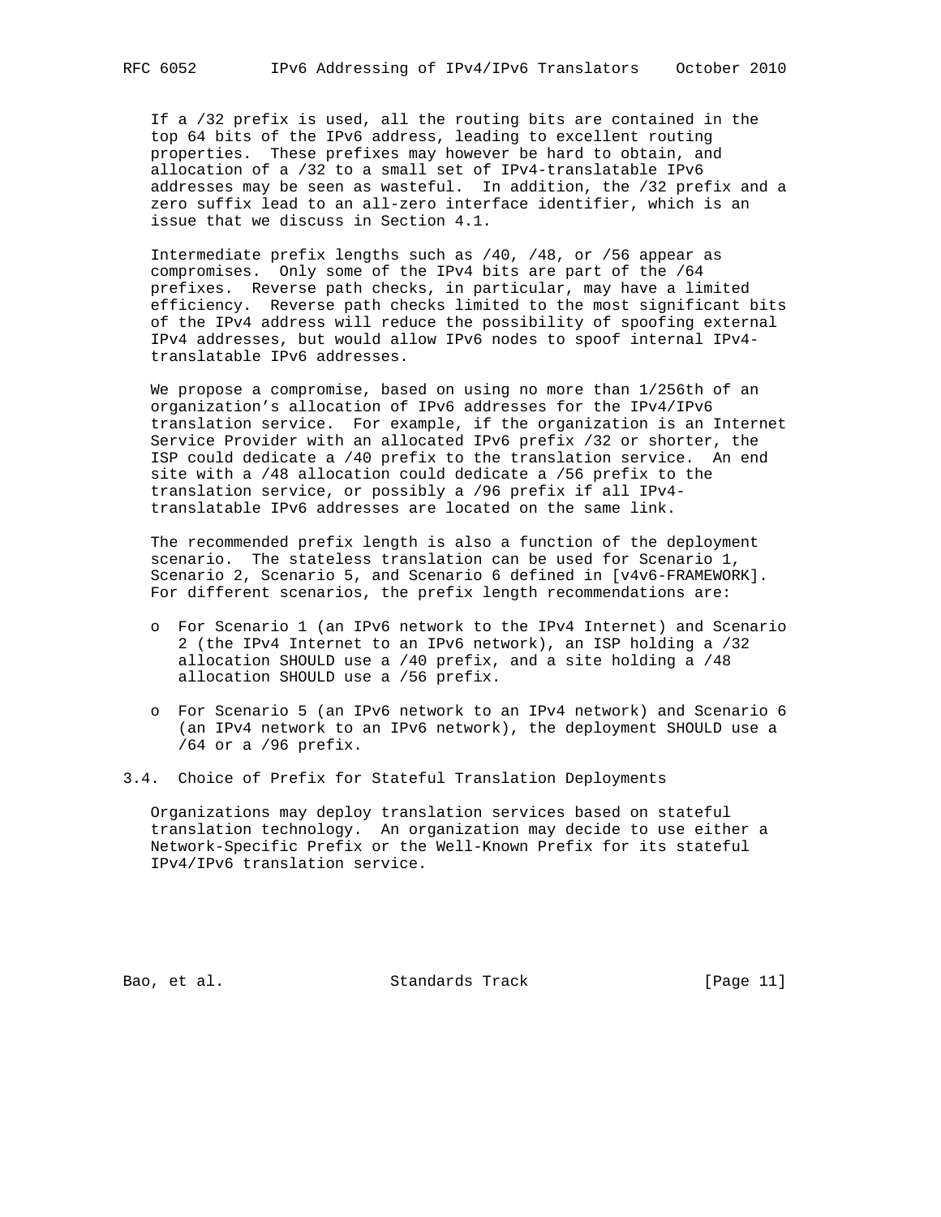If a /32 prefix is used, all the routing bits are contained in the top 64 bits of the IPv6 address, leading to excellent routing properties. These prefixes may however be hard to obtain, and allocation of a /32 to a small set of IPv4-translatable IPv6 addresses may be seen as wasteful. In addition, the /32 prefix and a zero suffix lead to an all-zero interface identifier, which is an issue that we discuss in Section 4.1.

Intermediate prefix lengths such as /40, /48, or /56 appear as compromises. Only some of the IPv4 bits are part of the /64 prefixes. Reverse path checks, in particular, may have a limited efficiency. Reverse path checks limited to the most significant bits of the IPv4 address will reduce the possibility of spoofing external IPv4 addresses, but would allow IPv6 nodes to spoof internal IPv4-translatable IPv6 addresses.

We propose a compromise, based on using no more than 1/256th of an organization's allocation of IPv6 addresses for the IPv4/IPv6 translation service. For example, if the organization is an Internet Service Provider with an allocated IPv6 prefix /32 or shorter, the ISP could dedicate a /40 prefix to the translation service. An end site with a /48 allocation could dedicate a /56 prefix to the translation service, or possibly a /96 prefix if all IPv4-translatable IPv6 addresses are located on the same link.

The recommended prefix length is also a function of the deployment scenario. The stateless translation can be used for Scenario 1, Scenario 2, Scenario 5, and Scenario 6 defined in [v4v6-FRAMEWORK]. For different scenarios, the prefix length recommendations are:

- For Scenario 1 (an IPv6 network to the IPv4 Internet) and Scenario 2 (the IPv4 Internet to an IPv6 network), an ISP holding a /32 allocation SHOULD use a /40 prefix, and a site holding a /48 allocation SHOULD use a /56 prefix.
- For Scenario 5 (an IPv6 network to an IPv4 network) and Scenario 6 (an IPv4 network to an IPv6 network), the deployment SHOULD use a /64 or a /96 prefix.

### 3.4. Choice of Prefix for Stateful Translation Deployments

Organizations may deploy translation services based on stateful translation technology. An organization may decide to use either a Network-Specific Prefix or the Well-Known Prefix for its stateful IPv4/IPv6 translation service.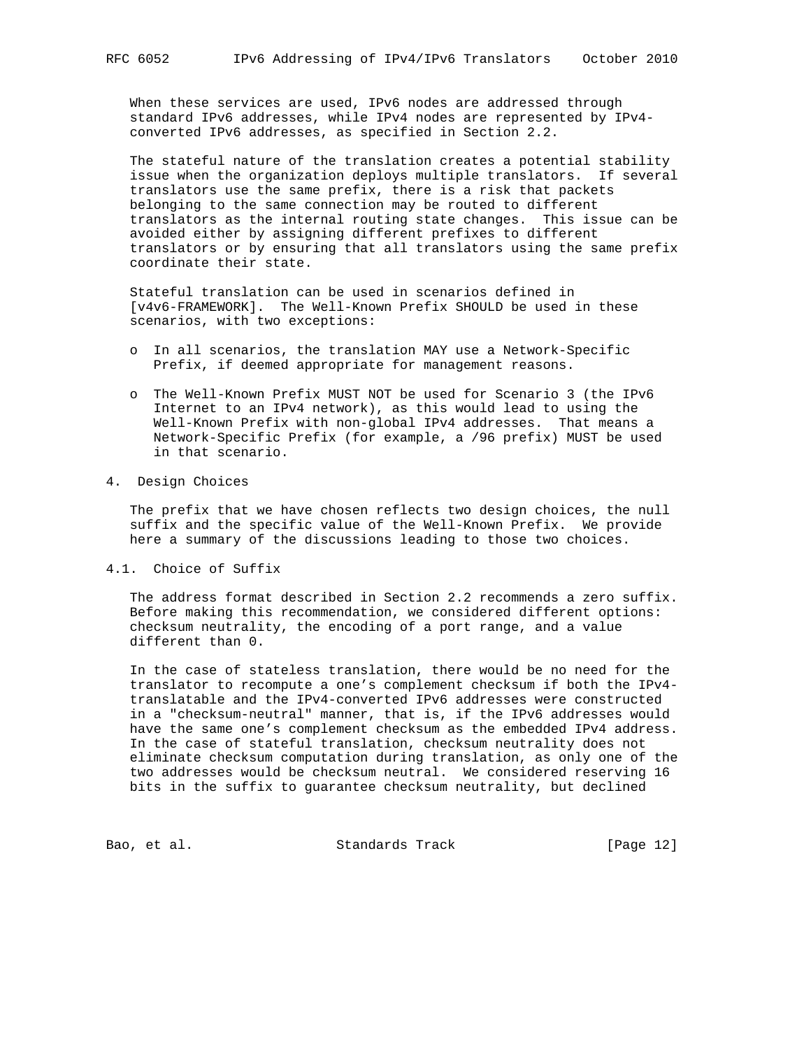When these services are used, IPv6 nodes are addressed through standard IPv6 addresses, while IPv4 nodes are represented by IPv4-converted IPv6 addresses, as specified in Section 2.2.

The stateful nature of the translation creates a potential stability issue when the organization deploys multiple translators. If several translators use the same prefix, there is a risk that packets belonging to the same connection may be routed to different translators as the internal routing state changes. This issue can be avoided either by assigning different prefixes to different translators or by ensuring that all translators using the same prefix coordinate their state.

Stateful translation can be used in scenarios defined in [v4v6-FRAMEWORK]. The Well-Known Prefix SHOULD be used in these scenarios, with two exceptions:

- In all scenarios, the translation MAY use a Network-Specific Prefix, if deemed appropriate for management reasons.
- The Well-Known Prefix MUST NOT be used for Scenario 3 (the IPv6 Internet to an IPv4 network), as this would lead to using the Well-Known Prefix with non-global IPv4 addresses. That means a Network-Specific Prefix (for example, a /96 prefix) MUST be used in that scenario.

## 4. Design Choices

The prefix that we have chosen reflects two design choices, the null suffix and the specific value of the Well-Known Prefix. We provide here a summary of the discussions leading to those two choices.

### 4.1. Choice of Suffix

The address format described in Section 2.2 recommends a zero suffix. Before making this recommendation, we considered different options: checksum neutrality, the encoding of a port range, and a value different than 0.

In the case of stateless translation, there would be no need for the translator to recompute a one's complement checksum if both the IPv4-translatable and the IPv4-converted IPv6 addresses were constructed in a "checksum-neutral" manner, that is, if the IPv6 addresses would have the same one's complement checksum as the embedded IPv4 address. In the case of stateful translation, checksum neutrality does not eliminate checksum computation during translation, as only one of the two addresses would be checksum neutral. We considered reserving 16 bits in the suffix to guarantee checksum neutrality, but declined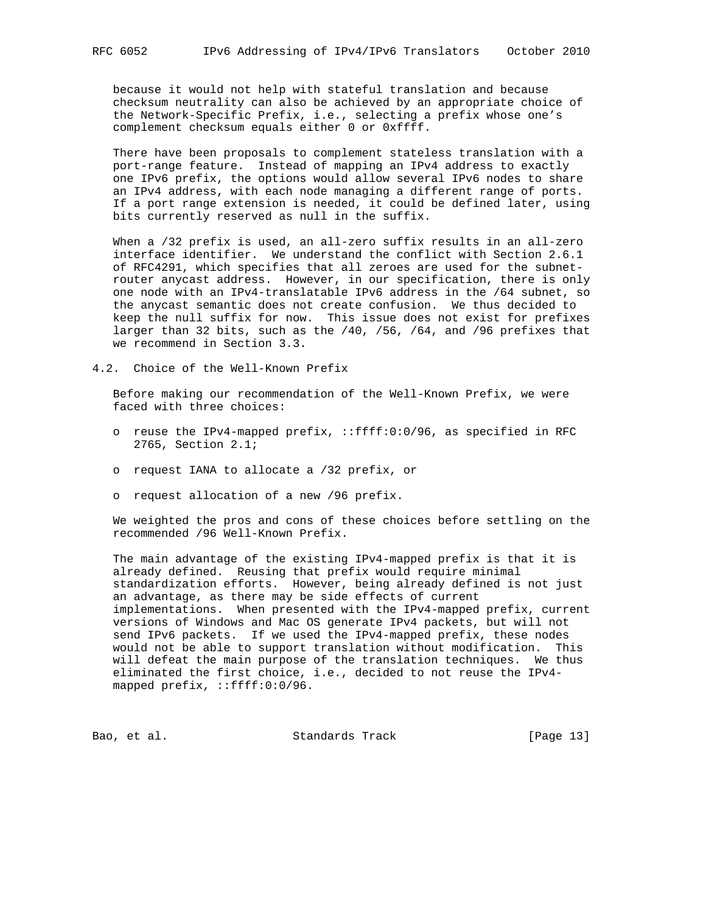because it would not help with stateful translation and because checksum neutrality can also be achieved by an appropriate choice of the Network-Specific Prefix, i.e., selecting a prefix whose one's complement checksum equals either 0 or 0xffff.

There have been proposals to complement stateless translation with a port-range feature. Instead of mapping an IPv4 address to exactly one IPv6 prefix, the options would allow several IPv6 nodes to share an IPv4 address, with each node managing a different range of ports. If a port range extension is needed, it could be defined later, using bits currently reserved as null in the suffix.

When a /32 prefix is used, an all-zero suffix results in an all-zero interface identifier. We understand the conflict with Section 2.6.1 of RFC4291, which specifies that all zeroes are used for the subnet-router anycast address. However, in our specification, there is only one node with an IPv4-translatable IPv6 address in the /64 subnet, so the anycast semantic does not create confusion. We thus decided to keep the null suffix for now. This issue does not exist for prefixes larger than 32 bits, such as the /40, /56, /64, and /96 prefixes that we recommend in Section 3.3.

## 4.2. Choice of the Well-Known Prefix

Before making our recommendation of the Well-Known Prefix, we were faced with three choices:

- reuse the IPv4-mapped prefix, ::ffff:0:0/96, as specified in RFC 2765, Section 2.1;
- request IANA to allocate a /32 prefix, or
- request allocation of a new /96 prefix.

We weighted the pros and cons of these choices before settling on the recommended /96 Well-Known Prefix.

The main advantage of the existing IPv4-mapped prefix is that it is already defined. Reusing that prefix would require minimal standardization efforts. However, being already defined is not just an advantage, as there may be side effects of current implementations. When presented with the IPv4-mapped prefix, current versions of Windows and Mac OS generate IPv4 packets, but will not send IPv6 packets. If we used the IPv4-mapped prefix, these nodes would not be able to support translation without modification. This will defeat the main purpose of the translation techniques. We thus eliminated the first choice, i.e., decided to not reuse the IPv4-mapped prefix, ::ffff:0:0/96.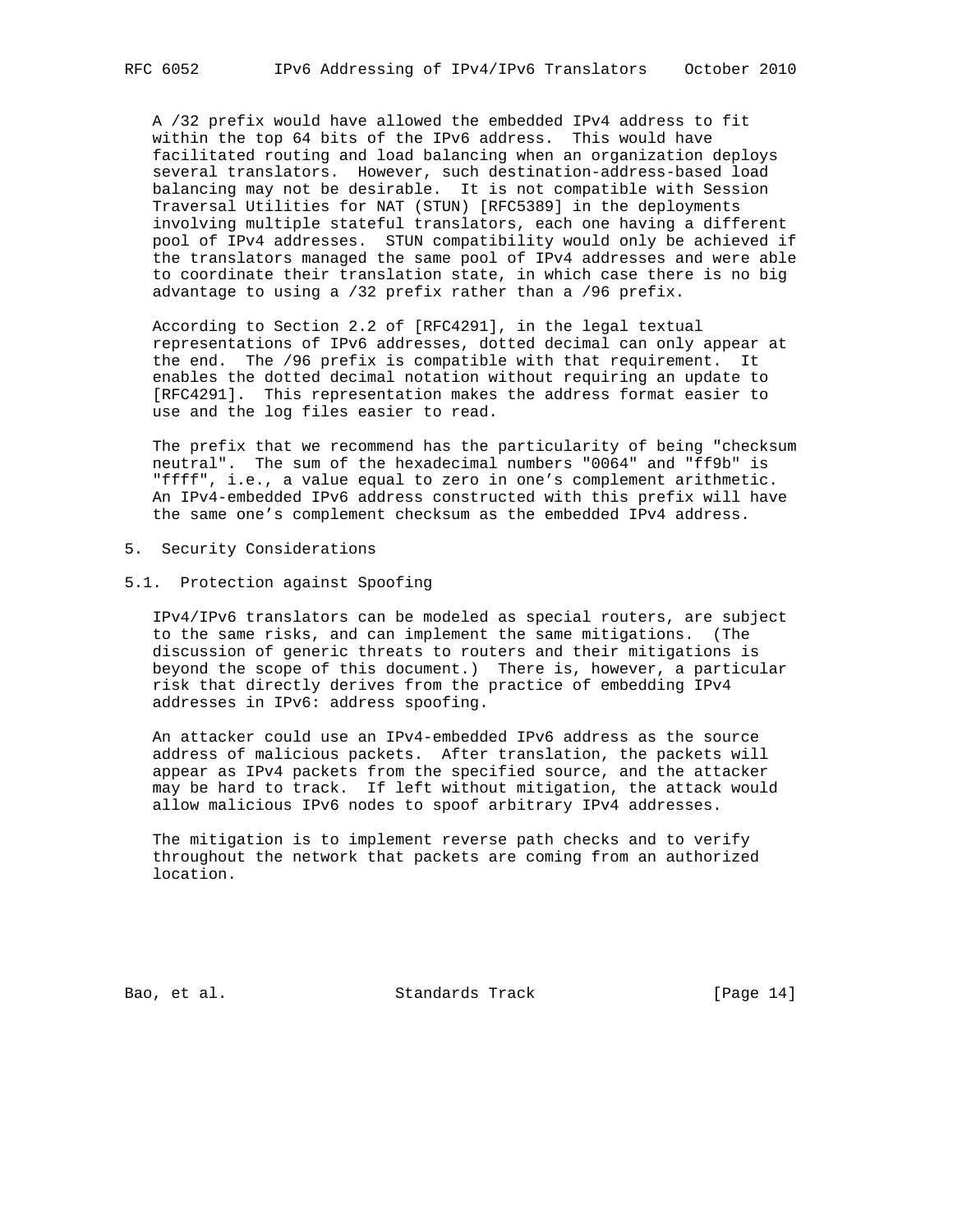A /32 prefix would have allowed the embedded IPv4 address to fit within the top 64 bits of the IPv6 address. This would have facilitated routing and load balancing when an organization deploys several translators. However, such destination-address-based load balancing may not be desirable. It is not compatible with Session Traversal Utilities for NAT (STUN) [RFC5389] in the deployments involving multiple stateful translators, each one having a different pool of IPv4 addresses. STUN compatibility would only be achieved if the translators managed the same pool of IPv4 addresses and were able to coordinate their translation state, in which case there is no big advantage to using a /32 prefix rather than a /96 prefix.

According to Section 2.2 of [RFC4291], in the legal textual representations of IPv6 addresses, dotted decimal can only appear at the end. The /96 prefix is compatible with that requirement. It enables the dotted decimal notation without requiring an update to [RFC4291]. This representation makes the address format easier to use and the log files easier to read.

The prefix that we recommend has the particularity of being "checksum neutral". The sum of the hexadecimal numbers "0064" and "ff9b" is "ffff", i.e., a value equal to zero in one's complement arithmetic. An IPv4-embedded IPv6 address constructed with this prefix will have the same one's complement checksum as the embedded IPv4 address.

## 5. Security Considerations

### 5.1. Protection against Spoofing

IPv4/IPv6 translators can be modeled as special routers, are subject to the same risks, and can implement the same mitigations. (The discussion of generic threats to routers and their mitigations is beyond the scope of this document.) There is, however, a particular risk that directly derives from the practice of embedding IPv4 addresses in IPv6: address spoofing.

An attacker could use an IPv4-embedded IPv6 address as the source address of malicious packets. After translation, the packets will appear as IPv4 packets from the specified source, and the attacker may be hard to track. If left without mitigation, the attack would allow malicious IPv6 nodes to spoof arbitrary IPv4 addresses.

The mitigation is to implement reverse path checks and to verify throughout the network that packets are coming from an authorized location.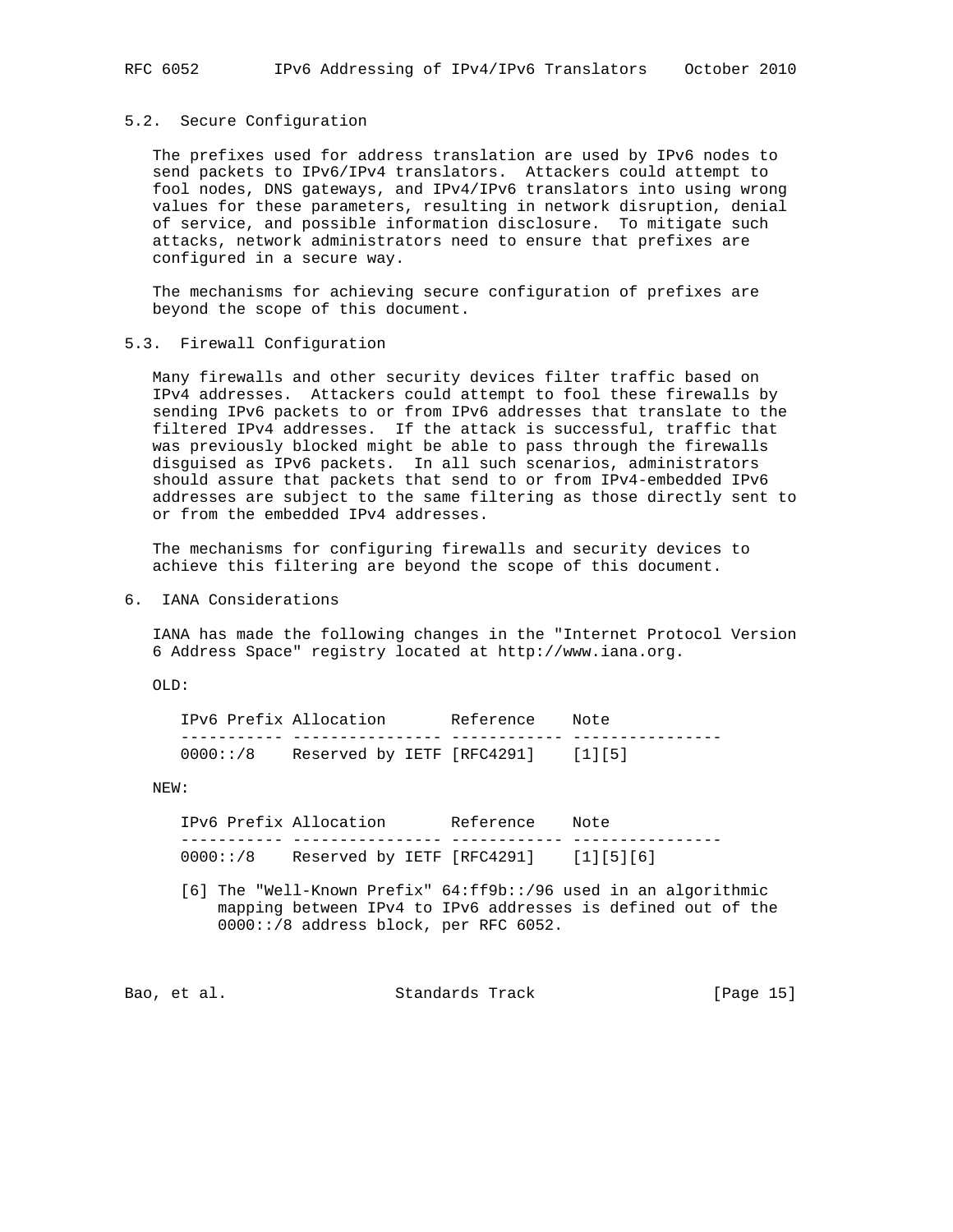### 5.2. Secure Configuration

The prefixes used for address translation are used by IPv6 nodes to send packets to IPv6/IPv4 translators. Attackers could attempt to fool nodes, DNS gateways, and IPv4/IPv6 translators into using wrong values for these parameters, resulting in network disruption, denial of service, and possible information disclosure. To mitigate such attacks, network administrators need to ensure that prefixes are configured in a secure way.

The mechanisms for achieving secure configuration of prefixes are beyond the scope of this document.

### 5.3. Firewall Configuration

Many firewalls and other security devices filter traffic based on IPv4 addresses. Attackers could attempt to fool these firewalls by sending IPv6 packets to or from IPv6 addresses that translate to the filtered IPv4 addresses. If the attack is successful, traffic that was previously blocked might be able to pass through the firewalls disguised as IPv6 packets. In all such scenarios, administrators should assure that packets that send to or from IPv4-embedded IPv6 addresses are subject to the same filtering as those directly sent to or from the embedded IPv4 addresses.

The mechanisms for configuring firewalls and security devices to achieve this filtering are beyond the scope of this document.

## 6. IANA Considerations

IANA has made the following changes in the "Internet Protocol Version 6 Address Space" registry located at http://www.iana.org.

OLD:

| IPv6 Prefix | Allocation | Reference | Note |
|---|---|---|---|
| 0000::/8 | Reserved by IETF | [RFC4291] | [1][5] |

NEW:

| IPv6 Prefix | Allocation | Reference | Note |
|---|---|---|---|
| 0000::/8 | Reserved by IETF | [RFC4291] | [1][5][6] |

[6] The "Well-Known Prefix" 64:ff9b::/96 used in an algorithmic mapping between IPv4 to IPv6 addresses is defined out of the 0000::/8 address block, per RFC 6052.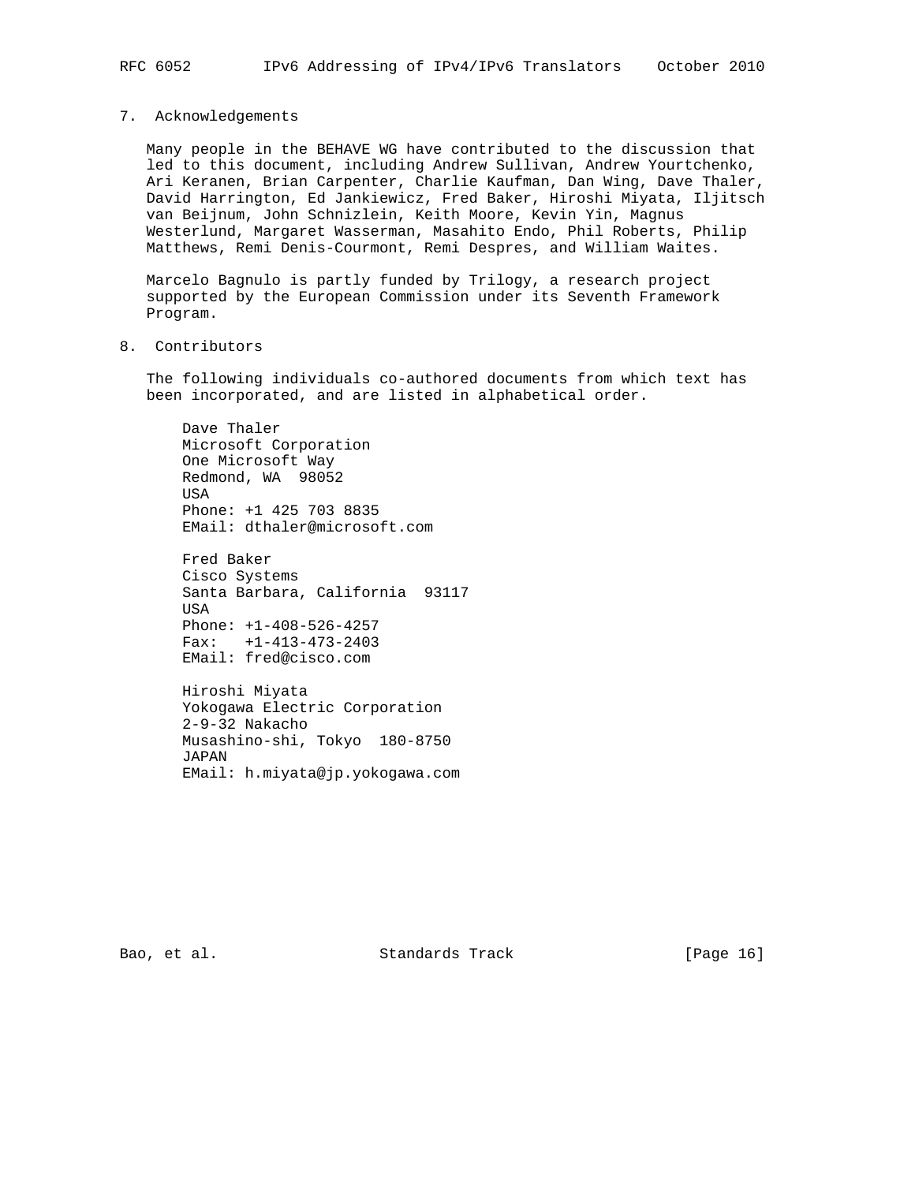## 7. Acknowledgements

Many people in the BEHAVE WG have contributed to the discussion that led to this document, including Andrew Sullivan, Andrew Yourtchenko, Ari Keranen, Brian Carpenter, Charlie Kaufman, Dan Wing, Dave Thaler, David Harrington, Ed Jankiewicz, Fred Baker, Hiroshi Miyata, Iljitsch van Beijnum, John Schnizlein, Keith Moore, Kevin Yin, Magnus Westerlund, Margaret Wasserman, Masahito Endo, Phil Roberts, Philip Matthews, Remi Denis-Courmont, Remi Despres, and William Waites.

Marcelo Bagnulo is partly funded by Trilogy, a research project supported by the European Commission under its Seventh Framework Program.

## 8. Contributors

The following individuals co-authored documents from which text has been incorporated, and are listed in alphabetical order.

Dave Thaler
Microsoft Corporation
One Microsoft Way
Redmond, WA  98052
USA
Phone: +1 425 703 8835
EMail: dthaler@microsoft.com

Fred Baker
Cisco Systems
Santa Barbara, California  93117
USA
Phone: +1-408-526-4257
Fax:   +1-413-473-2403
EMail: fred@cisco.com

Hiroshi Miyata
Yokogawa Electric Corporation
2-9-32 Nakacho
Musashino-shi, Tokyo  180-8750
JAPAN
EMail: h.miyata@jp.yokogawa.com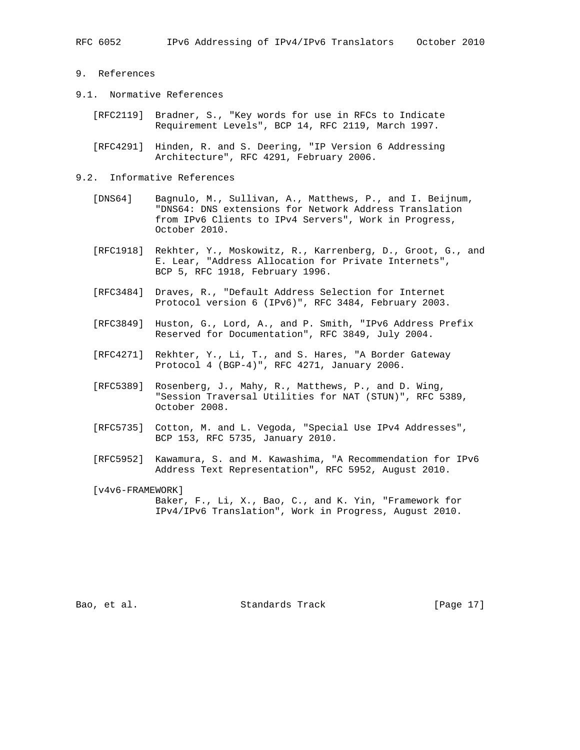## 9. References

### 9.1. Normative References

[RFC2119] Bradner, S., "Key words for use in RFCs to Indicate Requirement Levels", BCP 14, RFC 2119, March 1997.

[RFC4291] Hinden, R. and S. Deering, "IP Version 6 Addressing Architecture", RFC 4291, February 2006.

### 9.2. Informative References

[DNS64] Bagnulo, M., Sullivan, A., Matthews, P., and I. Beijnum, "DNS64: DNS extensions for Network Address Translation from IPv6 Clients to IPv4 Servers", Work in Progress, October 2010.

[RFC1918] Rekhter, Y., Moskowitz, R., Karrenberg, D., Groot, G., and E. Lear, "Address Allocation for Private Internets", BCP 5, RFC 1918, February 1996.

[RFC3484] Draves, R., "Default Address Selection for Internet Protocol version 6 (IPv6)", RFC 3484, February 2003.

[RFC3849] Huston, G., Lord, A., and P. Smith, "IPv6 Address Prefix Reserved for Documentation", RFC 3849, July 2004.

[RFC4271] Rekhter, Y., Li, T., and S. Hares, "A Border Gateway Protocol 4 (BGP-4)", RFC 4271, January 2006.

[RFC5389] Rosenberg, J., Mahy, R., Matthews, P., and D. Wing, "Session Traversal Utilities for NAT (STUN)", RFC 5389, October 2008.

[RFC5735] Cotton, M. and L. Vegoda, "Special Use IPv4 Addresses", BCP 153, RFC 5735, January 2010.

[RFC5952] Kawamura, S. and M. Kawashima, "A Recommendation for IPv6 Address Text Representation", RFC 5952, August 2010.

[v4v6-FRAMEWORK] Baker, F., Li, X., Bao, C., and K. Yin, "Framework for IPv4/IPv6 Translation", Work in Progress, August 2010.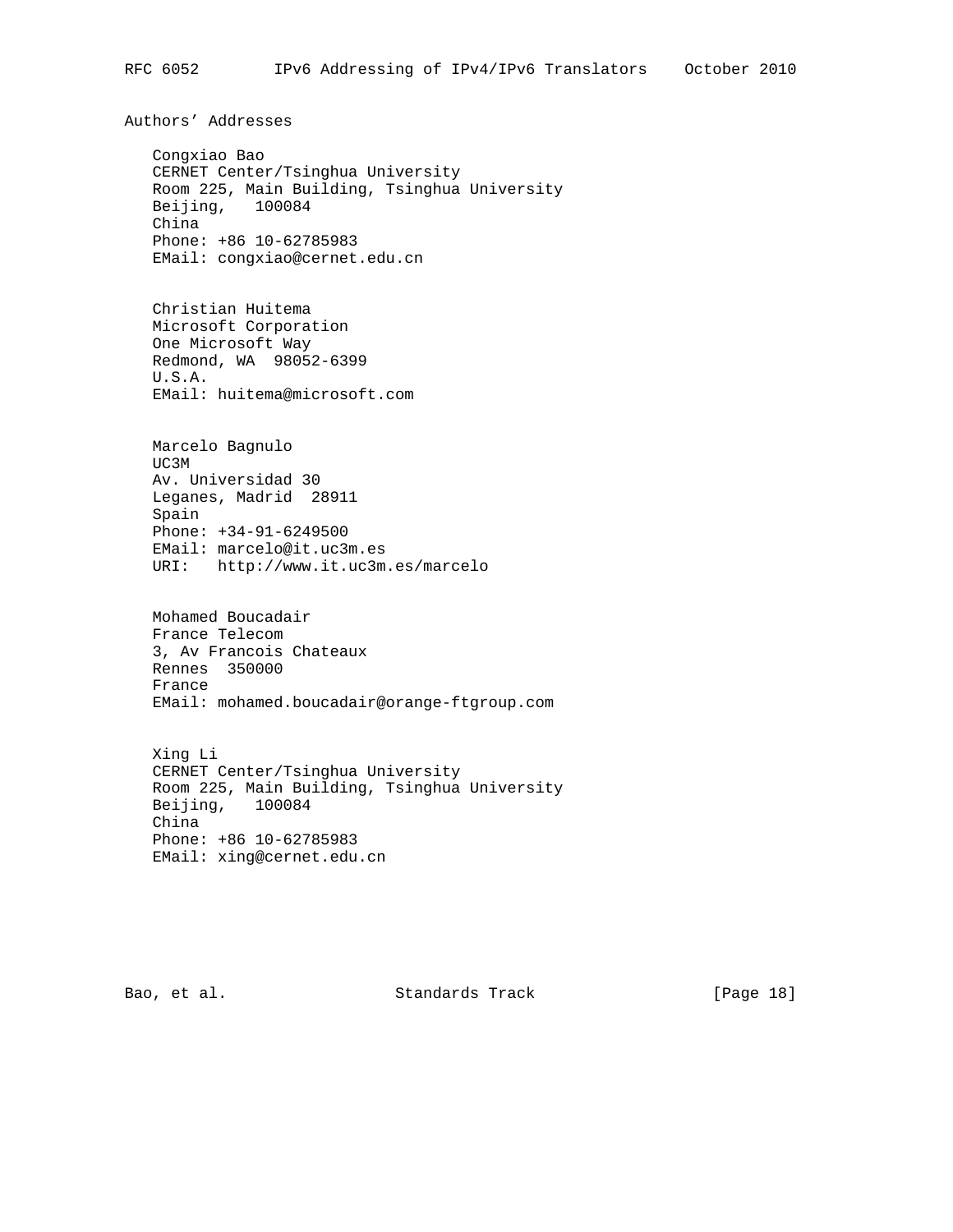## Authors' Addresses

Congxiao Bao
CERNET Center/Tsinghua University
Room 225, Main Building, Tsinghua University
Beijing,   100084
China
Phone: +86 10-62785983
EMail: congxiao@cernet.edu.cn

Christian Huitema
Microsoft Corporation
One Microsoft Way
Redmond, WA  98052-6399
U.S.A.
EMail: huitema@microsoft.com

Marcelo Bagnulo
UC3M
Av. Universidad 30
Leganes, Madrid  28911
Spain
Phone: +34-91-6249500
EMail: marcelo@it.uc3m.es
URI:   http://www.it.uc3m.es/marcelo

Mohamed Boucadair
France Telecom
3, Av Francois Chateaux
Rennes  350000
France
EMail: mohamed.boucadair@orange-ftgroup.com

Xing Li
CERNET Center/Tsinghua University
Room 225, Main Building, Tsinghua University
Beijing,   100084
China
Phone: +86 10-62785983
EMail: xing@cernet.edu.cn